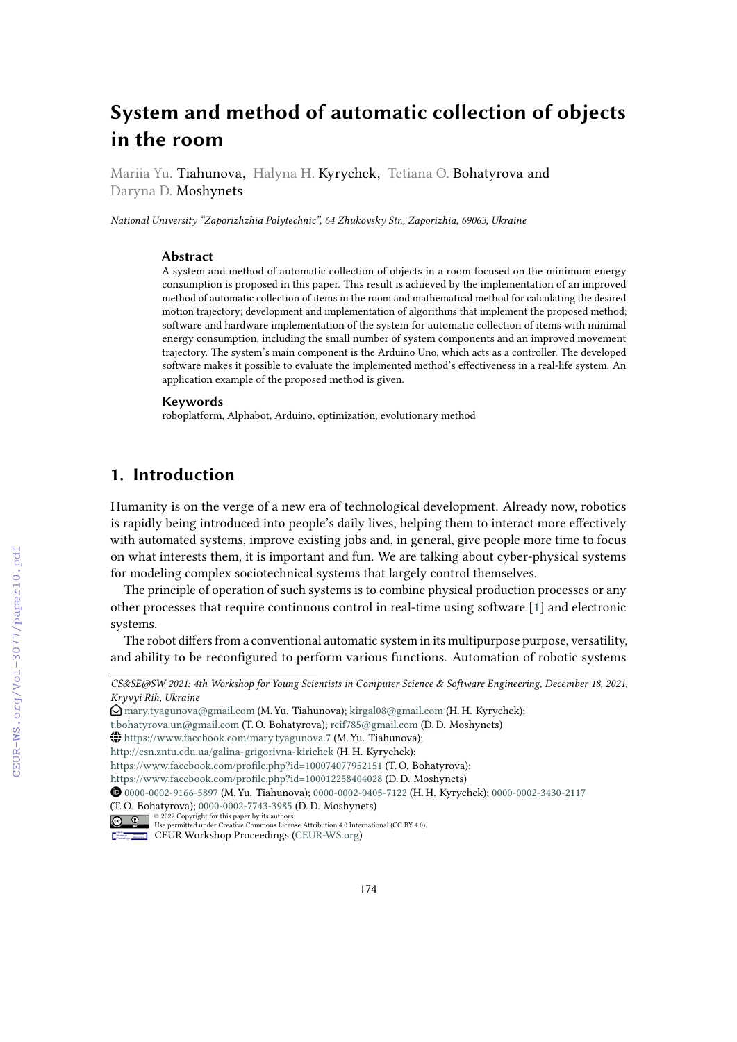# System and method of automatic collection of objects in the room

Mariia Yu. Tiahunova, Halyna H. Kyrychek, Tetiana O. Bohatyrova and Daryna D. Moshynets

*National University "Zaporizhzhia Polytechnic", 64 Zhukovsky Str., Zaporizhia, 69063, Ukraine*

### Abstract

A system and method of automatic collection of objects in a room focused on the minimum energy consumption is proposed in this paper. This result is achieved by the implementation of an improved method of automatic collection of items in the room and mathematical method for calculating the desired motion trajectory; development and implementation of algorithms that implement the proposed method; software and hardware implementation of the system for automatic collection of items with minimal energy consumption, including the small number of system components and an improved movement trajectory. The system's main component is the Arduino Uno, which acts as a controller. The developed software makes it possible to evaluate the implemented method's effectiveness in a real-life system. An application example of the proposed method is given.

### Keywords

roboplatform, Alphabot, Arduino, optimization, evolutionary method

## 1. Introduction

Humanity is on the verge of a new era of technological development. Already now, robotics is rapidly being introduced into people's daily lives, helping them to interact more effectively with automated systems, improve existing jobs and, in general, give people more time to focus on what interests them, it is important and fun. We are talking about cyber-physical systems for modeling complex sociotechnical systems that largely control themselves.

The principle of operation of such systems is to combine physical production processes or any other processes that require continuous control in real-time using software [1] and electronic systems.

The robot differs from a conventional automatic system in its multipurpose purpose, versatility, and ability to be reconfigured to perform various functions. Automation of robotic systems

---

*CS&SE@SW 2021: 4th Workshop for Young Scientists in Computer Science & Software Engineering, December 18, 2021, Kryvyi Rih, Ukraine*

mary.tyagunova@gmail.com (M. Yu. Tiahunova); kirgal08@gmail.com (H. H. Kyrychek); t.bohatyrova.un@gmail.com (T. O. Bohatyrova); reif785@gmail.com (D. D. Moshynets)

https://www.facebook.com/mary.tyagunova.7 (M. Yu. Tiahunova); http://csn.zntu.edu.ua/galina-grigorivna-kirichek (H. H. Kyrychek); https://www.facebook.com/profile.php?id=100074077952151 (T. O. Bohatyrova); https://www.facebook.com/profile.php?id=100012258404028 (D. D. Moshynets)

0000-0002-9166-5897 (M. Yu. Tiahunova); 0000-0002-0405-7122 (H. H. Kyrychek); 0000-0002-3430-2117 (T. O. Bohatyrova); 0000-0002-7743-3985 (D. D. Moshynets)

© 2022 Copyright for this paper by its authors. Use permitted under Creative Commons License Attribution 4.0 International (CC BY 4.0).

CEUR Workshop Proceedings (CEUR-WS.org)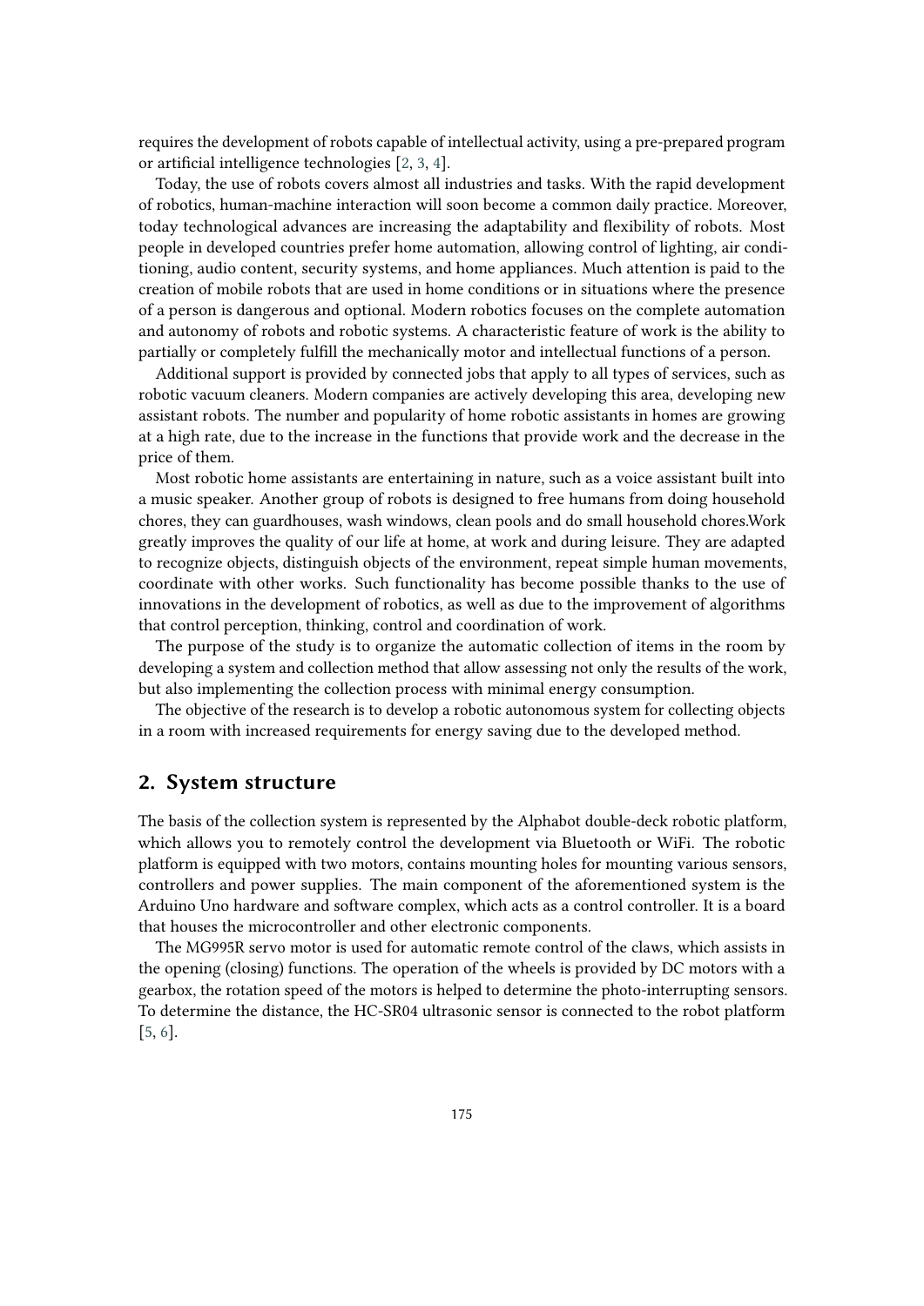requires the development of robots capable of intellectual activity, using a pre-prepared program or artificial intelligence technologies [2, 3, 4].

Today, the use of robots covers almost all industries and tasks. With the rapid development of robotics, human-machine interaction will soon become a common daily practice. Moreover, today technological advances are increasing the adaptability and flexibility of robots. Most people in developed countries prefer home automation, allowing control of lighting, air conditioning, audio content, security systems, and home appliances. Much attention is paid to the creation of mobile robots that are used in home conditions or in situations where the presence of a person is dangerous and optional. Modern robotics focuses on the complete automation and autonomy of robots and robotic systems. A characteristic feature of work is the ability to partially or completely fulfill the mechanically motor and intellectual functions of a person.

Additional support is provided by connected jobs that apply to all types of services, such as robotic vacuum cleaners. Modern companies are actively developing this area, developing new assistant robots. The number and popularity of home robotic assistants in homes are growing at a high rate, due to the increase in the functions that provide work and the decrease in the price of them.

Most robotic home assistants are entertaining in nature, such as a voice assistant built into a music speaker. Another group of robots is designed to free humans from doing household chores, they can guardhouses, wash windows, clean pools and do small household chores.Work greatly improves the quality of our life at home, at work and during leisure. They are adapted to recognize objects, distinguish objects of the environment, repeat simple human movements, coordinate with other works. Such functionality has become possible thanks to the use of innovations in the development of robotics, as well as due to the improvement of algorithms that control perception, thinking, control and coordination of work.

The purpose of the study is to organize the automatic collection of items in the room by developing a system and collection method that allow assessing not only the results of the work, but also implementing the collection process with minimal energy consumption.

The objective of the research is to develop a robotic autonomous system for collecting objects in a room with increased requirements for energy saving due to the developed method.

## 2. System structure

The basis of the collection system is represented by the Alphabot double-deck robotic platform, which allows you to remotely control the development via Bluetooth or WiFi. The robotic platform is equipped with two motors, contains mounting holes for mounting various sensors, controllers and power supplies. The main component of the aforementioned system is the Arduino Uno hardware and software complex, which acts as a control controller. It is a board that houses the microcontroller and other electronic components.

The MG995R servo motor is used for automatic remote control of the claws, which assists in the opening (closing) functions. The operation of the wheels is provided by DC motors with a gearbox, the rotation speed of the motors is helped to determine the photo-interrupting sensors. To determine the distance, the HC-SR04 ultrasonic sensor is connected to the robot platform [5, 6].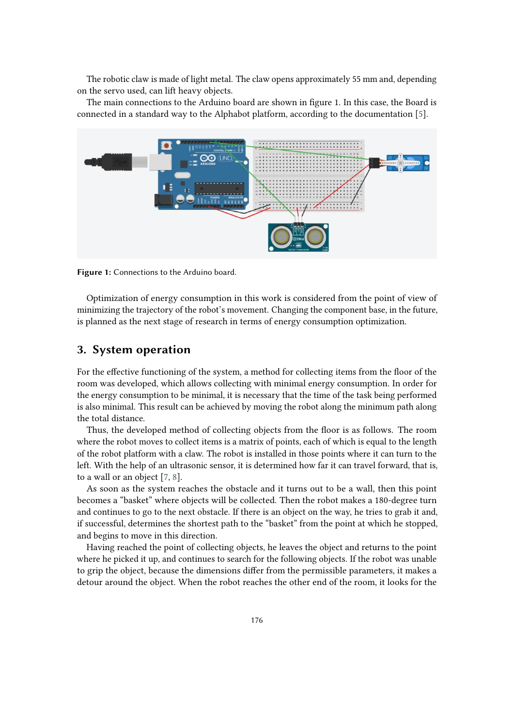The robotic claw is made of light metal. The claw opens approximately 55 mm and, depending on the servo used, can lift heavy objects.

The main connections to the Arduino board are shown in figure 1. In this case, the Board is connected in a standard way to the Alphabot platform, according to the documentation [5].

**Figure 1:** Connections to the Arduino board.

Optimization of energy consumption in this work is considered from the point of view of minimizing the trajectory of the robot's movement. Changing the component base, in the future, is planned as the next stage of research in terms of energy consumption optimization.

## 3. System operation

For the effective functioning of the system, a method for collecting items from the floor of the room was developed, which allows collecting with minimal energy consumption. In order for the energy consumption to be minimal, it is necessary that the time of the task being performed is also minimal. This result can be achieved by moving the robot along the minimum path along the total distance.

Thus, the developed method of collecting objects from the floor is as follows. The room where the robot moves to collect items is a matrix of points, each of which is equal to the length of the robot platform with a claw. The robot is installed in those points where it can turn to the left. With the help of an ultrasonic sensor, it is determined how far it can travel forward, that is, to a wall or an object [7, 8].

As soon as the system reaches the obstacle and it turns out to be a wall, then this point becomes a "basket" where objects will be collected. Then the robot makes a 180-degree turn and continues to go to the next obstacle. If there is an object on the way, he tries to grab it and, if successful, determines the shortest path to the "basket" from the point at which he stopped, and begins to move in this direction.

Having reached the point of collecting objects, he leaves the object and returns to the point where he picked it up, and continues to search for the following objects. If the robot was unable to grip the object, because the dimensions differ from the permissible parameters, it makes a detour around the object. When the robot reaches the other end of the room, it looks for the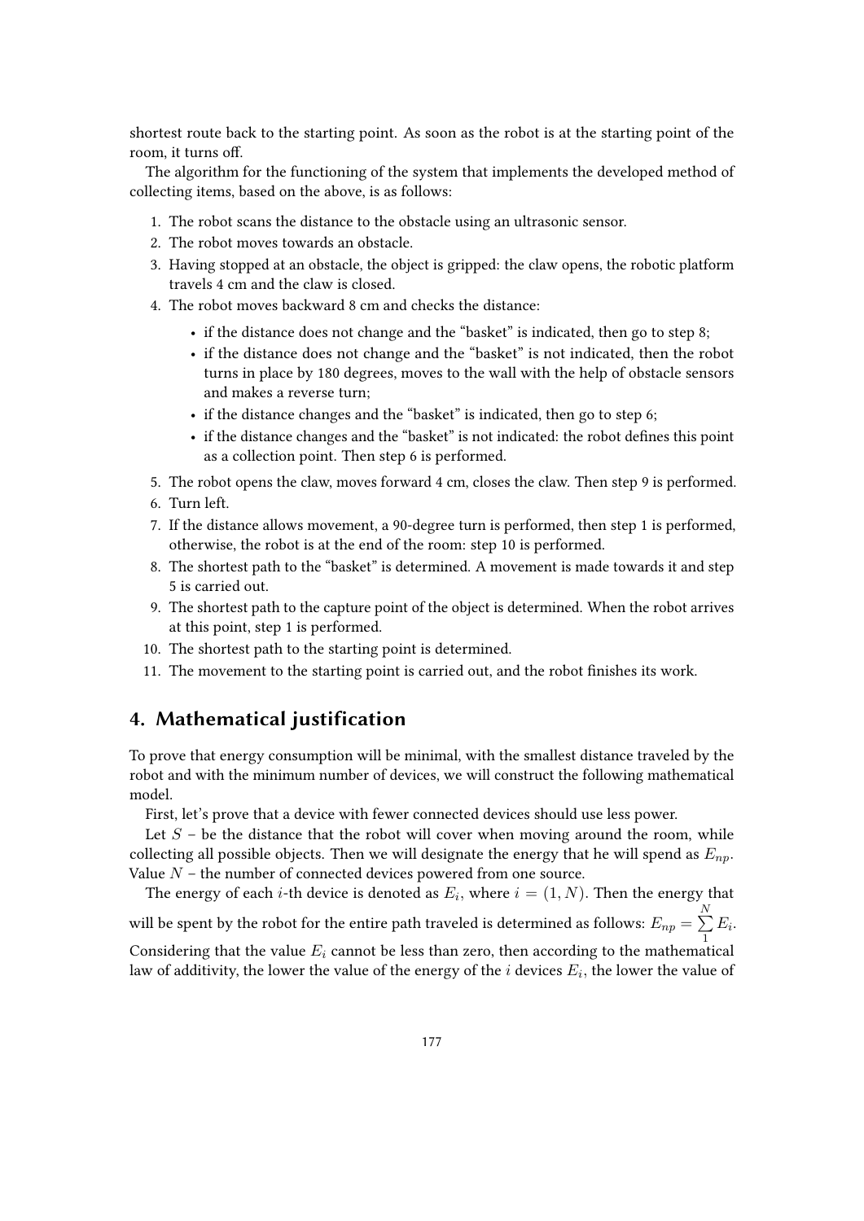shortest route back to the starting point. As soon as the robot is at the starting point of the room, it turns off.

The algorithm for the functioning of the system that implements the developed method of collecting items, based on the above, is as follows:

1. The robot scans the distance to the obstacle using an ultrasonic sensor.
2. The robot moves towards an obstacle.
3. Having stopped at an obstacle, the object is gripped: the claw opens, the robotic platform travels 4 cm and the claw is closed.
4. The robot moves backward 8 cm and checks the distance:
   - if the distance does not change and the "basket" is indicated, then go to step 8;
   - if the distance does not change and the "basket" is not indicated, then the robot turns in place by 180 degrees, moves to the wall with the help of obstacle sensors and makes a reverse turn;
   - if the distance changes and the "basket" is indicated, then go to step 6;
   - if the distance changes and the "basket" is not indicated: the robot defines this point as a collection point. Then step 6 is performed.
5. The robot opens the claw, moves forward 4 cm, closes the claw. Then step 9 is performed.
6. Turn left.
7. If the distance allows movement, a 90-degree turn is performed, then step 1 is performed, otherwise, the robot is at the end of the room: step 10 is performed.
8. The shortest path to the "basket" is determined. A movement is made towards it and step 5 is carried out.
9. The shortest path to the capture point of the object is determined. When the robot arrives at this point, step 1 is performed.
10. The shortest path to the starting point is determined.
11. The movement to the starting point is carried out, and the robot finishes its work.

## 4. Mathematical justification

To prove that energy consumption will be minimal, with the smallest distance traveled by the robot and with the minimum number of devices, we will construct the following mathematical model.

First, let's prove that a device with fewer connected devices should use less power.

Let $S$ – be the distance that the robot will cover when moving around the room, while collecting all possible objects. Then we will designate the energy that he will spend as $E_{np}$. Value $N$ – the number of connected devices powered from one source.

The energy of each $i$-th device is denoted as $E_i$, where $i = (1, N)$. Then the energy that will be spent by the robot for the entire path traveled is determined as follows: $E_{np} = \sum_{1}^{N} E_i$. Considering that the value $E_i$ cannot be less than zero, then according to the mathematical law of additivity, the lower the value of the energy of the $i$ devices $E_i$, the lower the value of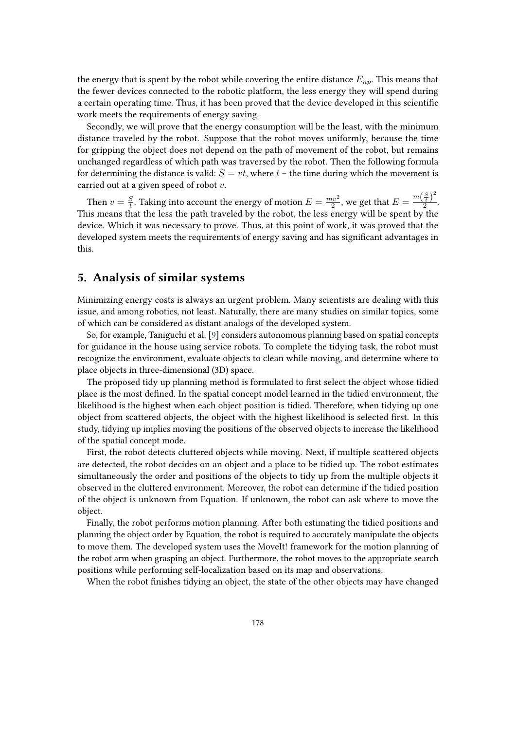the energy that is spent by the robot while covering the entire distance $E_{np}$. This means that the fewer devices connected to the robotic platform, the less energy they will spend during a certain operating time. Thus, it has been proved that the device developed in this scientific work meets the requirements of energy saving.

Secondly, we will prove that the energy consumption will be the least, with the minimum distance traveled by the robot. Suppose that the robot moves uniformly, because the time for gripping the object does not depend on the path of movement of the robot, but remains unchanged regardless of which path was traversed by the robot. Then the following formula for determining the distance is valid: $S = vt$, where $t$ – the time during which the movement is carried out at a given speed of robot $v$.

Then $v = \frac{S}{t}$. Taking into account the energy of motion $E = \frac{mv^2}{2}$, we get that $E = \frac{m\left(\frac{S}{t}\right)^2}{2}$. This means that the less the path traveled by the robot, the less energy will be spent by the device. Which it was necessary to prove. Thus, at this point of work, it was proved that the developed system meets the requirements of energy saving and has significant advantages in this.

## 5. Analysis of similar systems

Minimizing energy costs is always an urgent problem. Many scientists are dealing with this issue, and among robotics, not least. Naturally, there are many studies on similar topics, some of which can be considered as distant analogs of the developed system.

So, for example, Taniguchi et al. [9] considers autonomous planning based on spatial concepts for guidance in the house using service robots. To complete the tidying task, the robot must recognize the environment, evaluate objects to clean while moving, and determine where to place objects in three-dimensional (3D) space.

The proposed tidy up planning method is formulated to first select the object whose tidied place is the most defined. In the spatial concept model learned in the tidied environment, the likelihood is the highest when each object position is tidied. Therefore, when tidying up one object from scattered objects, the object with the highest likelihood is selected first. In this study, tidying up implies moving the positions of the observed objects to increase the likelihood of the spatial concept mode.

First, the robot detects cluttered objects while moving. Next, if multiple scattered objects are detected, the robot decides on an object and a place to be tidied up. The robot estimates simultaneously the order and positions of the objects to tidy up from the multiple objects it observed in the cluttered environment. Moreover, the robot can determine if the tidied position of the object is unknown from Equation. If unknown, the robot can ask where to move the object.

Finally, the robot performs motion planning. After both estimating the tidied positions and planning the object order by Equation, the robot is required to accurately manipulate the objects to move them. The developed system uses the MoveIt! framework for the motion planning of the robot arm when grasping an object. Furthermore, the robot moves to the appropriate search positions while performing self-localization based on its map and observations.

When the robot finishes tidying an object, the state of the other objects may have changed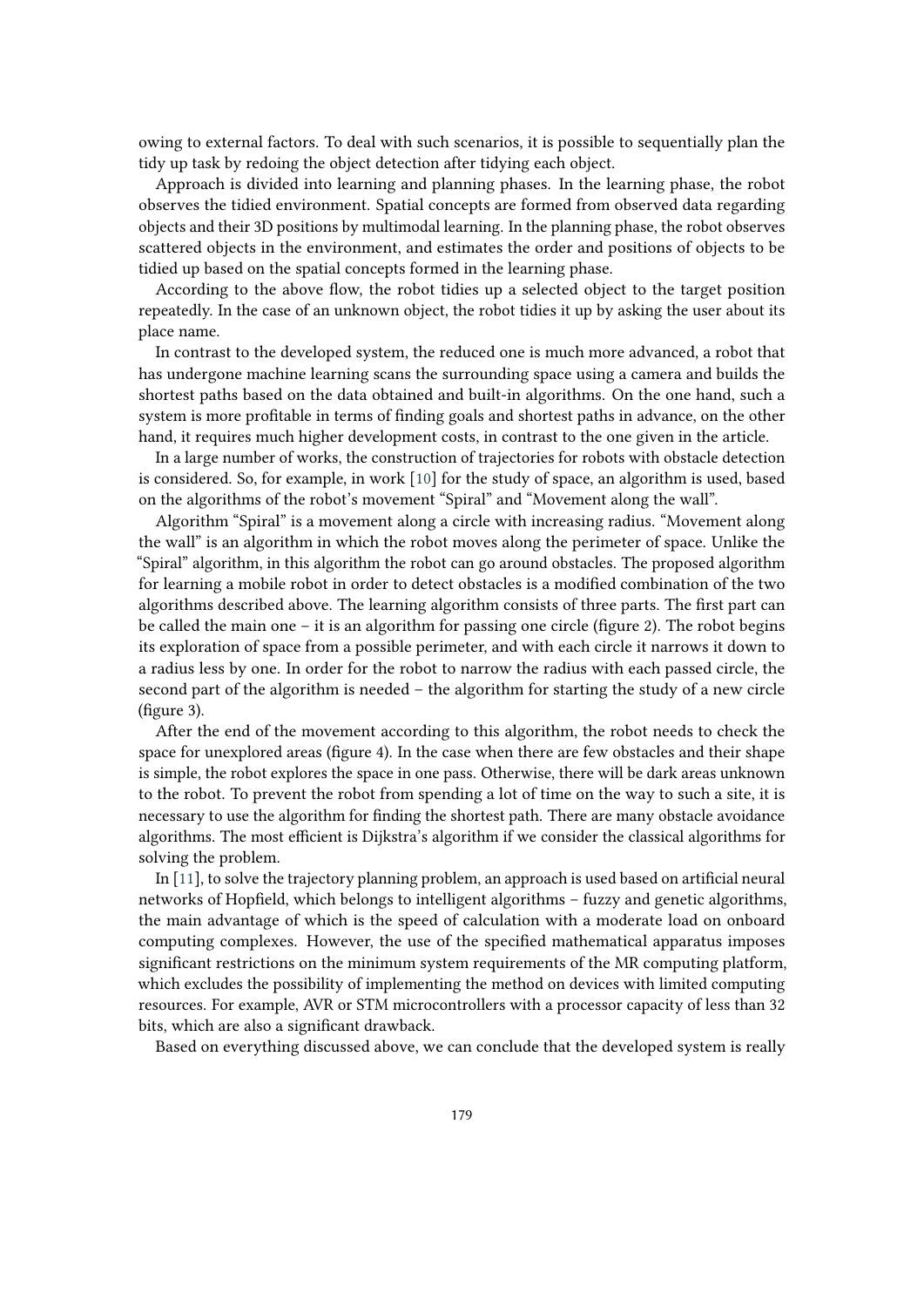owing to external factors. To deal with such scenarios, it is possible to sequentially plan the tidy up task by redoing the object detection after tidying each object.

Approach is divided into learning and planning phases. In the learning phase, the robot observes the tidied environment. Spatial concepts are formed from observed data regarding objects and their 3D positions by multimodal learning. In the planning phase, the robot observes scattered objects in the environment, and estimates the order and positions of objects to be tidied up based on the spatial concepts formed in the learning phase.

According to the above flow, the robot tidies up a selected object to the target position repeatedly. In the case of an unknown object, the robot tidies it up by asking the user about its place name.

In contrast to the developed system, the reduced one is much more advanced, a robot that has undergone machine learning scans the surrounding space using a camera and builds the shortest paths based on the data obtained and built-in algorithms. On the one hand, such a system is more profitable in terms of finding goals and shortest paths in advance, on the other hand, it requires much higher development costs, in contrast to the one given in the article.

In a large number of works, the construction of trajectories for robots with obstacle detection is considered. So, for example, in work [10] for the study of space, an algorithm is used, based on the algorithms of the robot's movement "Spiral" and "Movement along the wall".

Algorithm "Spiral" is a movement along a circle with increasing radius. "Movement along the wall" is an algorithm in which the robot moves along the perimeter of space. Unlike the "Spiral" algorithm, in this algorithm the robot can go around obstacles. The proposed algorithm for learning a mobile robot in order to detect obstacles is a modified combination of the two algorithms described above. The learning algorithm consists of three parts. The first part can be called the main one – it is an algorithm for passing one circle (figure 2). The robot begins its exploration of space from a possible perimeter, and with each circle it narrows it down to a radius less by one. In order for the robot to narrow the radius with each passed circle, the second part of the algorithm is needed – the algorithm for starting the study of a new circle (figure 3).

After the end of the movement according to this algorithm, the robot needs to check the space for unexplored areas (figure 4). In the case when there are few obstacles and their shape is simple, the robot explores the space in one pass. Otherwise, there will be dark areas unknown to the robot. To prevent the robot from spending a lot of time on the way to such a site, it is necessary to use the algorithm for finding the shortest path. There are many obstacle avoidance algorithms. The most efficient is Dijkstra's algorithm if we consider the classical algorithms for solving the problem.

In [11], to solve the trajectory planning problem, an approach is used based on artificial neural networks of Hopfield, which belongs to intelligent algorithms – fuzzy and genetic algorithms, the main advantage of which is the speed of calculation with a moderate load on onboard computing complexes. However, the use of the specified mathematical apparatus imposes significant restrictions on the minimum system requirements of the MR computing platform, which excludes the possibility of implementing the method on devices with limited computing resources. For example, AVR or STM microcontrollers with a processor capacity of less than 32 bits, which are also a significant drawback.

Based on everything discussed above, we can conclude that the developed system is really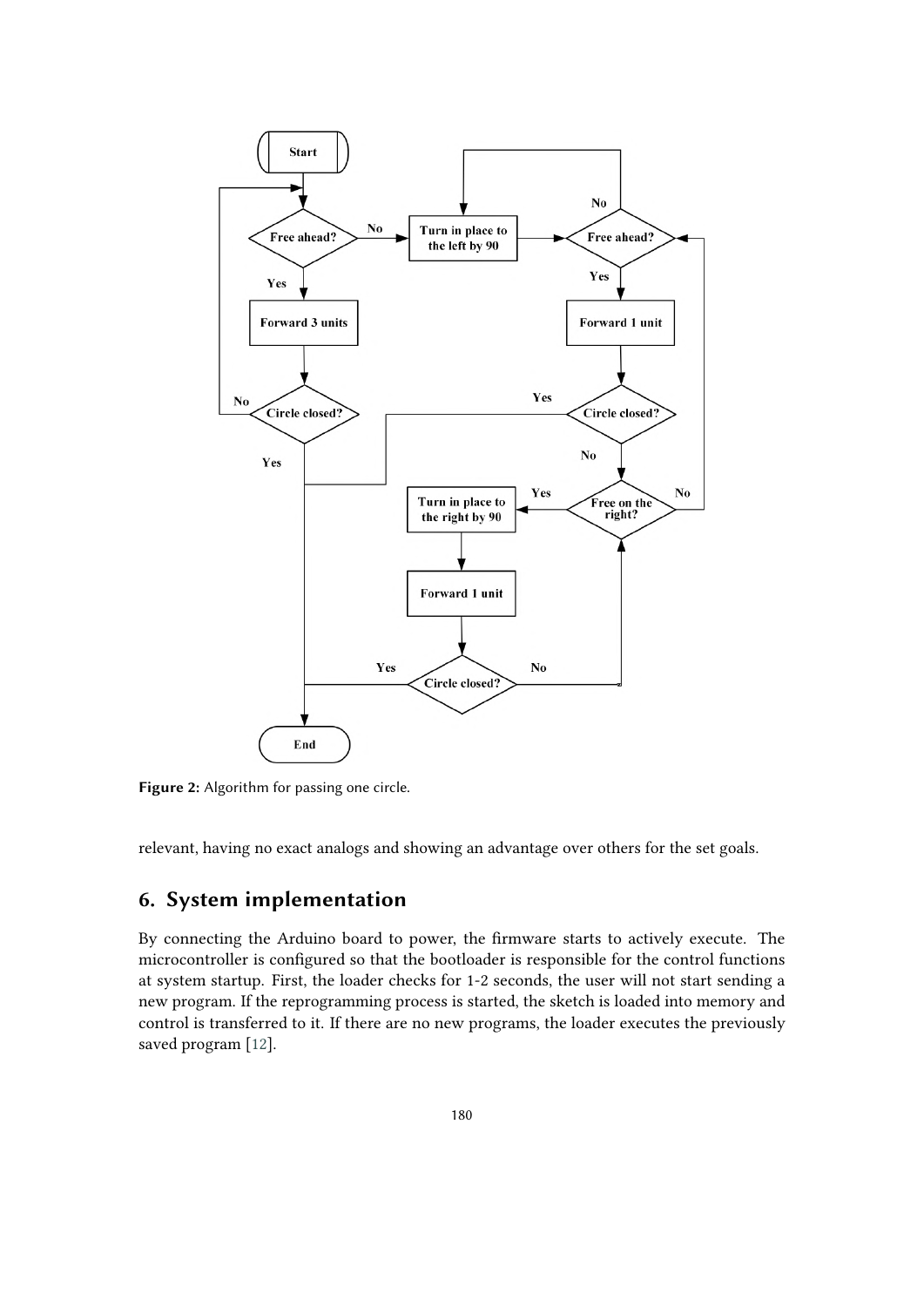Start

Free ahead?

No

Yes

Forward 3 units

Circle closed?

No

Yes

Turn in place to the left by 90

Free ahead?

No

Yes

Forward 1 unit

Circle closed?

Yes

No

Free on the right?

Yes

No

Turn in place to the right by 90

Forward 1 unit

Circle closed?

Yes

No

End

Figure 2: Algorithm for passing one circle.

relevant, having no exact analogs and showing an advantage over others for the set goals.

## 6. System implementation

By connecting the Arduino board to power, the firmware starts to actively execute. The microcontroller is configured so that the bootloader is responsible for the control functions at system startup. First, the loader checks for 1-2 seconds, the user will not start sending a new program. If the reprogramming process is started, the sketch is loaded into memory and control is transferred to it. If there are no new programs, the loader executes the previously saved program [12].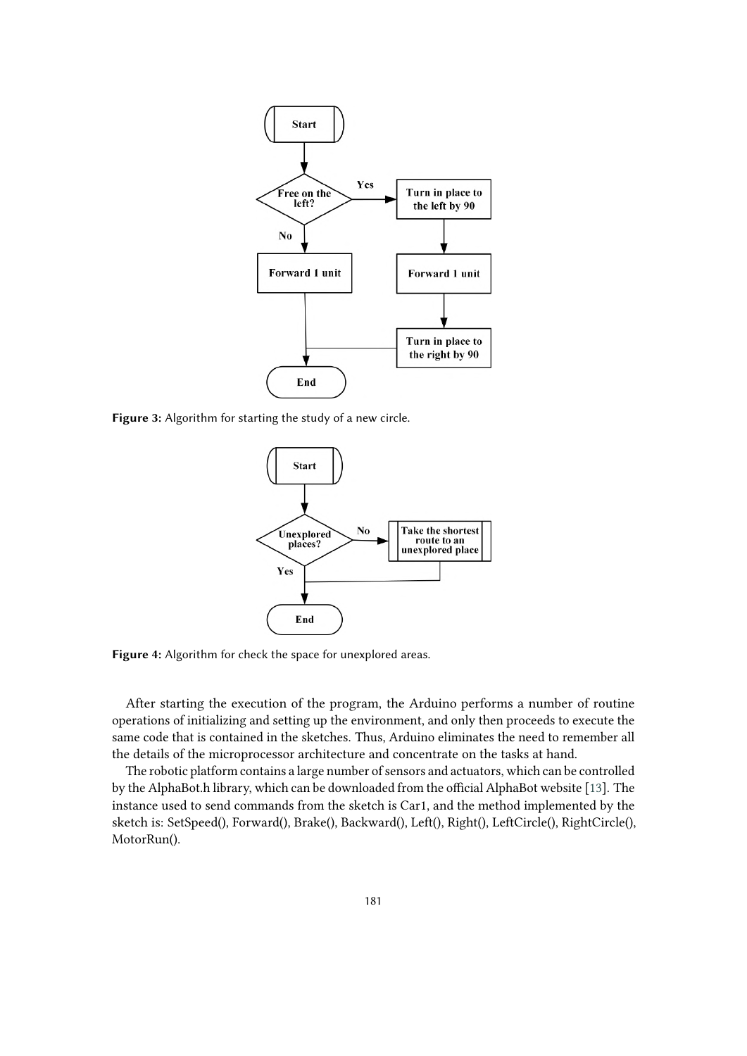Start

Free on the left?

Yes

No

Turn in place to the left by 90

Forward 1 unit

Forward 1 unit

Turn in place to the right by 90

End

**Figure 3:** Algorithm for starting the study of a new circle.

Start

Unexplored places?

No

Yes

Take the shortest route to an unexplored place

End

**Figure 4:** Algorithm for check the space for unexplored areas.

After starting the execution of the program, the Arduino performs a number of routine operations of initializing and setting up the environment, and only then proceeds to execute the same code that is contained in the sketches. Thus, Arduino eliminates the need to remember all the details of the microprocessor architecture and concentrate on the tasks at hand.

The robotic platform contains a large number of sensors and actuators, which can be controlled by the AlphaBot.h library, which can be downloaded from the official AlphaBot website [13]. The instance used to send commands from the sketch is Car1, and the method implemented by the sketch is: SetSpeed(), Forward(), Brake(), Backward(), Left(), Right(), LeftCircle(), RightCircle(), MotorRun().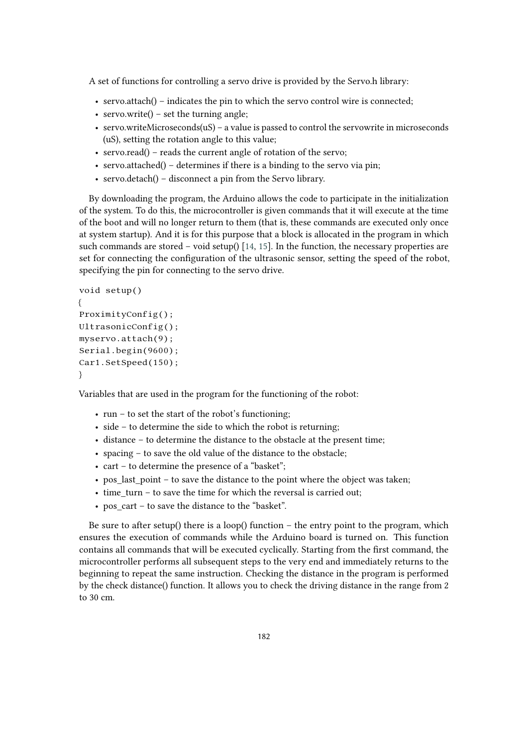A set of functions for controlling a servo drive is provided by the Servo.h library:

- servo.attach() – indicates the pin to which the servo control wire is connected;
- servo.write() – set the turning angle;
- servo.writeMicroseconds(uS) – a value is passed to control the servowrite in microseconds (uS), setting the rotation angle to this value;
- servo.read() – reads the current angle of rotation of the servo;
- servo.attached() – determines if there is a binding to the servo via pin;
- servo.detach() – disconnect a pin from the Servo library.

By downloading the program, the Arduino allows the code to participate in the initialization of the system. To do this, the microcontroller is given commands that it will execute at the time of the boot and will no longer return to them (that is, these commands are executed only once at system startup). And it is for this purpose that a block is allocated in the program in which such commands are stored – void setup() [14, 15]. In the function, the necessary properties are set for connecting the configuration of the ultrasonic sensor, setting the speed of the robot, specifying the pin for connecting to the servo drive.

```
void setup()
{
ProximityConfig();
UltrasonicConfig();
myservo.attach(9);
Serial.begin(9600);
Car1.SetSpeed(150);
}
```

Variables that are used in the program for the functioning of the robot:

- run – to set the start of the robot's functioning;
- side – to determine the side to which the robot is returning;
- distance – to determine the distance to the obstacle at the present time;
- spacing – to save the old value of the distance to the obstacle;
- cart – to determine the presence of a "basket";
- pos_last_point – to save the distance to the point where the object was taken;
- time_turn – to save the time for which the reversal is carried out;
- pos_cart – to save the distance to the "basket".

Be sure to after setup() there is a loop() function – the entry point to the program, which ensures the execution of commands while the Arduino board is turned on. This function contains all commands that will be executed cyclically. Starting from the first command, the microcontroller performs all subsequent steps to the very end and immediately returns to the beginning to repeat the same instruction. Checking the distance in the program is performed by the check distance() function. It allows you to check the driving distance in the range from 2 to 30 cm.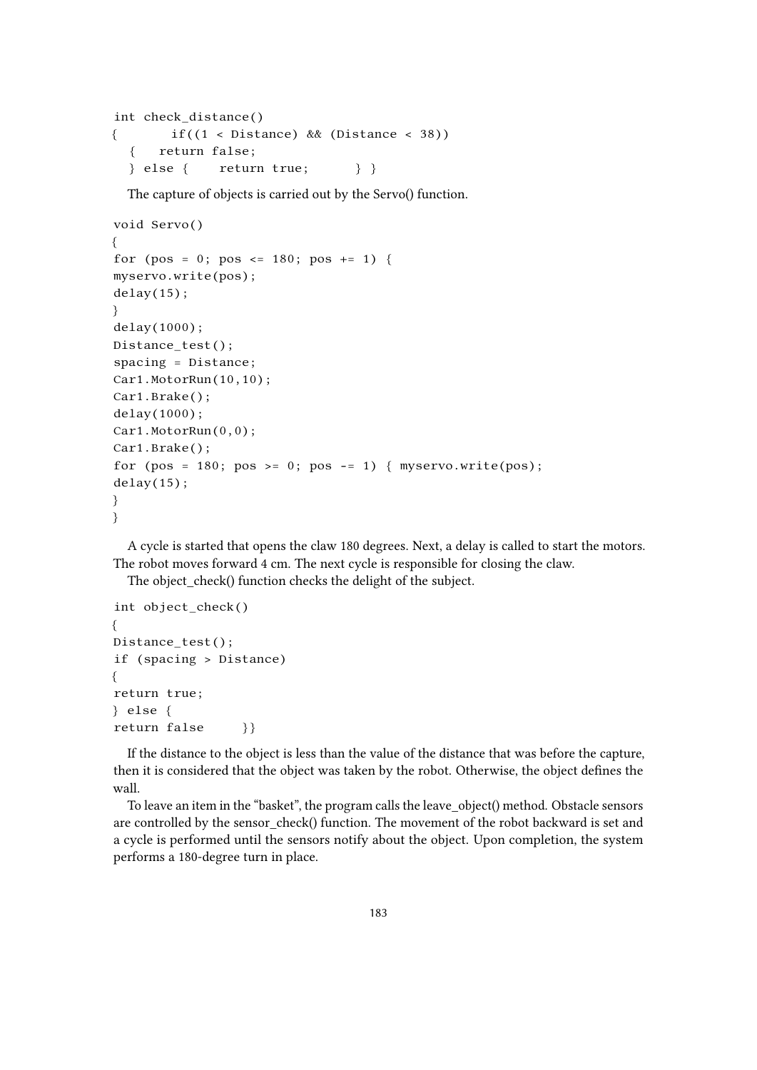```
int check_distance()
{       if((1 < Distance) && (Distance < 38))
   {   return false;
   } else {    return true;      } }
```

The capture of objects is carried out by the Servo() function.

```
void Servo()
{
for (pos = 0; pos <= 180; pos += 1) {
myservo.write(pos);
delay(15);
}
delay(1000);
Distance_test();
spacing = Distance;
Car1.MotorRun(10,10);
Car1.Brake();
delay(1000);
Car1.MotorRun(0,0);
Car1.Brake();
for (pos = 180; pos >= 0; pos -= 1) { myservo.write(pos);
delay(15);
}
}
```

A cycle is started that opens the claw 180 degrees. Next, a delay is called to start the motors. The robot moves forward 4 cm. The next cycle is responsible for closing the claw.

The object_check() function checks the delight of the subject.

```
int object_check()
{
Distance_test();
if (spacing > Distance)
{
return true;
} else {
return false     }}
```

If the distance to the object is less than the value of the distance that was before the capture, then it is considered that the object was taken by the robot. Otherwise, the object defines the wall.

To leave an item in the "basket", the program calls the leave_object() method. Obstacle sensors are controlled by the sensor_check() function. The movement of the robot backward is set and a cycle is performed until the sensors notify about the object. Upon completion, the system performs a 180-degree turn in place.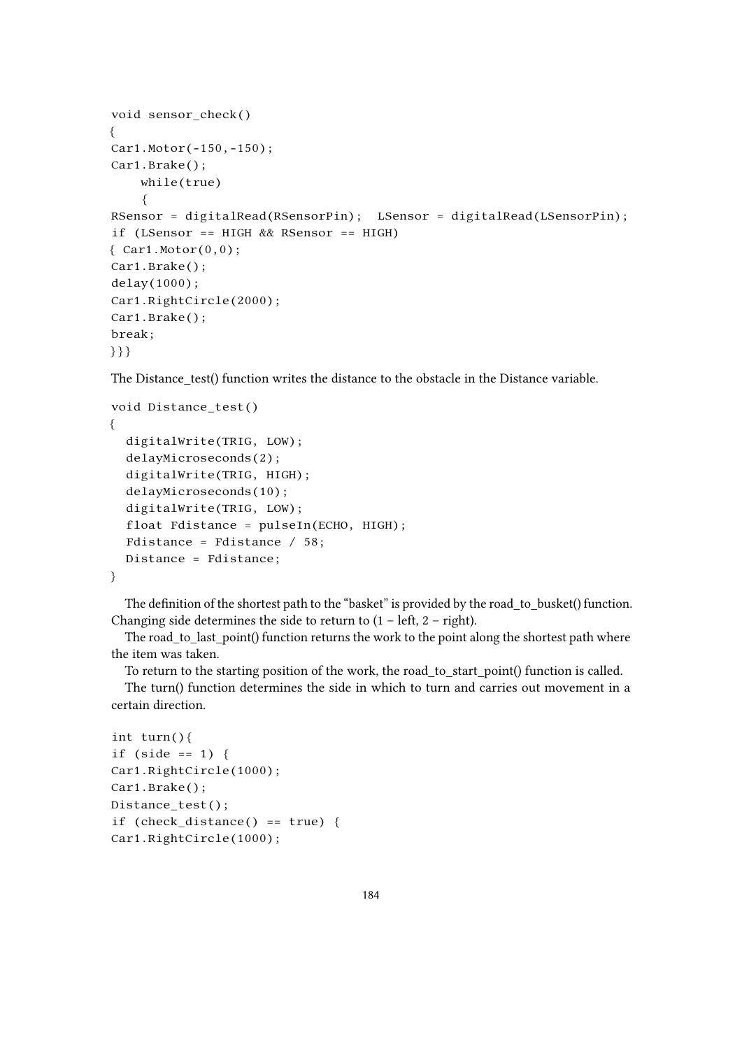```
void sensor_check()
{
Car1.Motor(-150,-150);
Car1.Brake();
    while(true)
    {
RSensor = digitalRead(RSensorPin);  LSensor = digitalRead(LSensorPin);
if (LSensor == HIGH && RSensor == HIGH)
{ Car1.Motor(0,0);
Car1.Brake();
delay(1000);
Car1.RightCircle(2000);
Car1.Brake();
break;
}}}
```

The Distance_test() function writes the distance to the obstacle in the Distance variable.

```
void Distance_test()
{
  digitalWrite(TRIG, LOW);
  delayMicroseconds(2);
  digitalWrite(TRIG, HIGH);
  delayMicroseconds(10);
  digitalWrite(TRIG, LOW);
  float Fdistance = pulseIn(ECHO, HIGH);
  Fdistance = Fdistance / 58;
  Distance = Fdistance;
}
```

The definition of the shortest path to the "basket" is provided by the road_to_busket() function. Changing side determines the side to return to (1 – left, 2 – right).

The road_to_last_point() function returns the work to the point along the shortest path where the item was taken.

To return to the starting position of the work, the road_to_start_point() function is called.

The turn() function determines the side in which to turn and carries out movement in a certain direction.

```
int turn(){
if (side == 1) {
Car1.RightCircle(1000);
Car1.Brake();
Distance_test();
if (check_distance() == true) {
Car1.RightCircle(1000);
```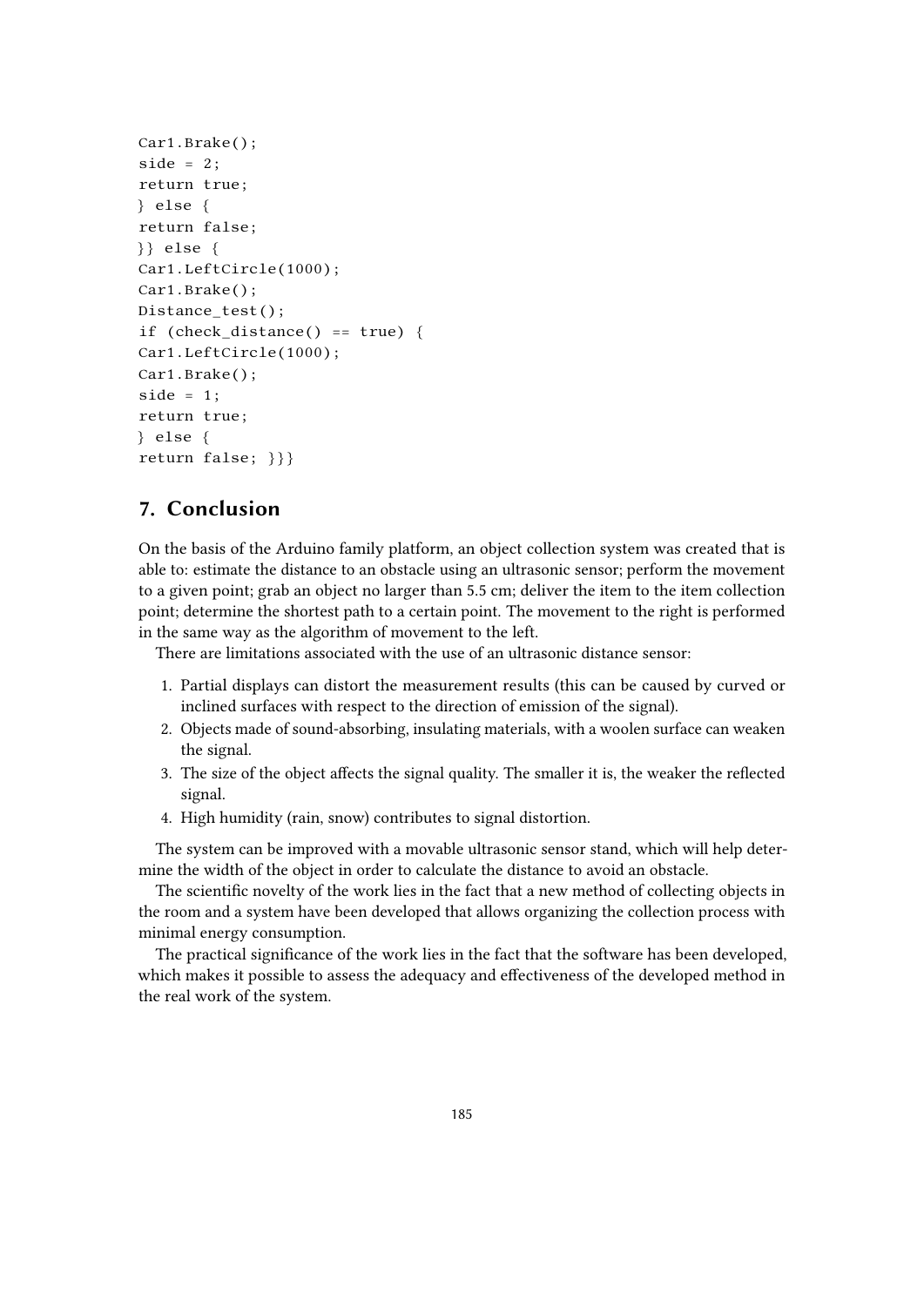```
Car1.Brake();
side = 2;
return true;
} else {
return false;
}} else {
Car1.LeftCircle(1000);
Car1.Brake();
Distance_test();
if (check_distance() == true) {
Car1.LeftCircle(1000);
Car1.Brake();
side = 1;
return true;
} else {
return false; }}}
```

## 7. Conclusion

On the basis of the Arduino family platform, an object collection system was created that is able to: estimate the distance to an obstacle using an ultrasonic sensor; perform the movement to a given point; grab an object no larger than 5.5 cm; deliver the item to the item collection point; determine the shortest path to a certain point. The movement to the right is performed in the same way as the algorithm of movement to the left.

There are limitations associated with the use of an ultrasonic distance sensor:

1. Partial displays can distort the measurement results (this can be caused by curved or inclined surfaces with respect to the direction of emission of the signal).
2. Objects made of sound-absorbing, insulating materials, with a woolen surface can weaken the signal.
3. The size of the object affects the signal quality. The smaller it is, the weaker the reflected signal.
4. High humidity (rain, snow) contributes to signal distortion.

The system can be improved with a movable ultrasonic sensor stand, which will help determine the width of the object in order to calculate the distance to avoid an obstacle.

The scientific novelty of the work lies in the fact that a new method of collecting objects in the room and a system have been developed that allows organizing the collection process with minimal energy consumption.

The practical significance of the work lies in the fact that the software has been developed, which makes it possible to assess the adequacy and effectiveness of the developed method in the real work of the system.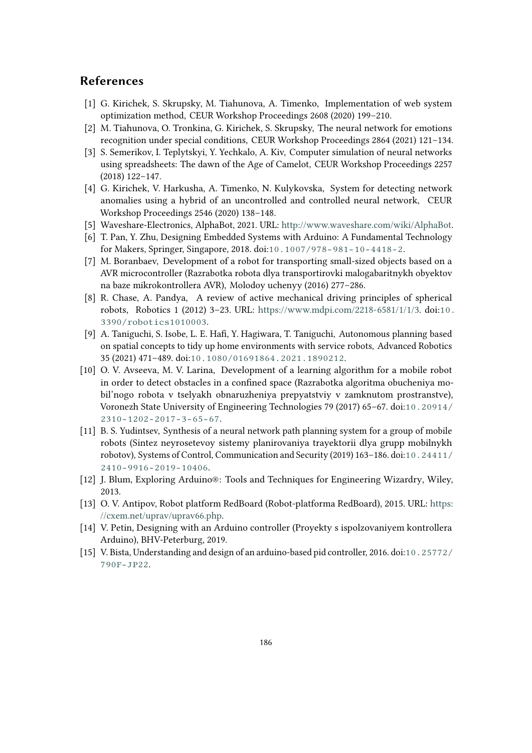## References

[1] G. Kirichek, S. Skrupsky, M. Tiahunova, A. Timenko, Implementation of web system optimization method, CEUR Workshop Proceedings 2608 (2020) 199–210.

[2] M. Tiahunova, O. Tronkina, G. Kirichek, S. Skrupsky, The neural network for emotions recognition under special conditions, CEUR Workshop Proceedings 2864 (2021) 121–134.

[3] S. Semerikov, I. Teplytskyi, Y. Yechkalo, A. Kiv, Computer simulation of neural networks using spreadsheets: The dawn of the Age of Camelot, CEUR Workshop Proceedings 2257 (2018) 122–147.

[4] G. Kirichek, V. Harkusha, A. Timenko, N. Kulykovska, System for detecting network anomalies using a hybrid of an uncontrolled and controlled neural network, CEUR Workshop Proceedings 2546 (2020) 138–148.

[5] Waveshare-Electronics, AlphaBot, 2021. URL: http://www.waveshare.com/wiki/AlphaBot.

[6] T. Pan, Y. Zhu, Designing Embedded Systems with Arduino: A Fundamental Technology for Makers, Springer, Singapore, 2018. doi:10.1007/978-981-10-4418-2.

[7] M. Boranbaev, Development of a robot for transporting small-sized objects based on a AVR microcontroller (Razrabotka robota dlya transportirovki malogabaritnykh obyektov na baze mikrokontrollera AVR), Molodoy uchenyy (2016) 277–286.

[8] R. Chase, A. Pandya, A review of active mechanical driving principles of spherical robots, Robotics 1 (2012) 3–23. URL: https://www.mdpi.com/2218-6581/1/1/3. doi:10.3390/robotics1010003.

[9] A. Taniguchi, S. Isobe, L. E. Hafi, Y. Hagiwara, T. Taniguchi, Autonomous planning based on spatial concepts to tidy up home environments with service robots, Advanced Robotics 35 (2021) 471–489. doi:10.1080/01691864.2021.1890212.

[10] O. V. Avseeva, M. V. Larina, Development of a learning algorithm for a mobile robot in order to detect obstacles in a confined space (Razrabotka algoritma obucheniya mobil'nogo robota v tselyakh obnaruzheniya prepyatstviy v zamknutom prostranstve), Voronezh State University of Engineering Technologies 79 (2017) 65–67. doi:10.20914/2310-1202-2017-3-65-67.

[11] B. S. Yudintsev, Synthesis of a neural network path planning system for a group of mobile robots (Sintez neyrosetevoy sistemy planirovaniya trayektorii dlya grupp mobilnykh robotov), Systems of Control, Communication and Security (2019) 163–186. doi:10.24411/2410-9916-2019-10406.

[12] J. Blum, Exploring Arduino®: Tools and Techniques for Engineering Wizardry, Wiley, 2013.

[13] O. V. Antipov, Robot platform RedBoard (Robot-platforma RedBoard), 2015. URL: https://cxem.net/uprav/uprav66.php.

[14] V. Petin, Designing with an Arduino controller (Proyekty s ispolzovaniyem kontrollera Arduino), BHV-Peterburg, 2019.

[15] V. Bista, Understanding and design of an arduino-based pid controller, 2016. doi:10.25772/790F-JP22.